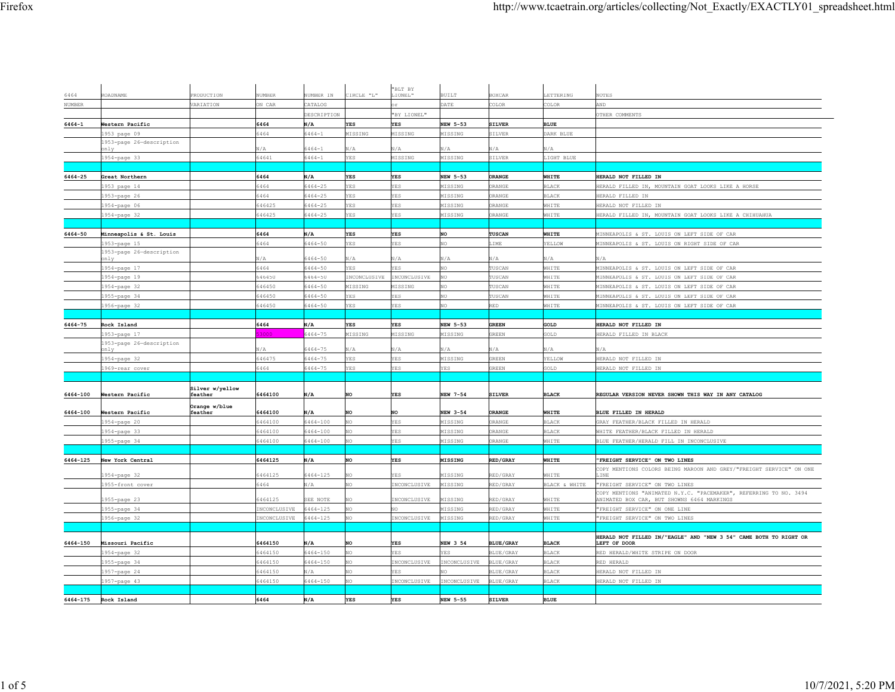| 6464 NUMBER | ROADNAME | PRODUCTION VARIATION | NUMBER ON CAR | NUMBER IN CATALOG DESCRIPTION | CIRCLE "L" | "BLT BY LIONEL" or "BY LIONEL" | BUILT DATE | BOXCAR COLOR | LETTERING COLOR | NOTES AND OTHER COMMENTS |
|---|---|---|---|---|---|---|---|---|---|---|
| **6464-1** | **Western Pacific** | | **6464** | **N/A** | **YES** | **YES** | **NEW 5-53** | **SILVER** | **BLUE** | |
| | 1953 page 09 | | 6464 | 6464-1 | MISSING | MISSING | MISSING | SILVER | DARK BLUE | |
| | 1953-page 26-description only | | N/A | 6464-1 | N/A | N/A | N/A | N/A | N/A | |
| | 1954-page 33 | | 64641 | 6464-1 | YES | MISSING | MISSING | SILVER | LIGHT BLUE | |
| | | | | | | | | | | |
| **6464-25** | **Great Northern** | | **6464** | **N/A** | **YES** | **YES** | **NEW 5-53** | **ORANGE** | **WHITE** | **HERALD NOT FILLED IN** |
| | 1953 page 14 | | 6464 | 6464-25 | YES | YES | MISSING | ORANGE | BLACK | HERALD FILLED IN, MOUNTAIN GOAT LOOKS LIKE A HORSE |
| | 1953-page 26 | | 6464 | 6464-25 | YES | YES | MISSING | ORANGE | BLACK | HERALD FILLED IN |
| | 1954-page 06 | | 646425 | 6464-25 | YES | YES | MISSING | ORANGE | WHITE | HERALD NOT FILLED IN |
| | 1954-page 32 | | 646425 | 6464-25 | YES | YES | MISSING | ORANGE | WHITE | HERALD FILLED IN, MOUNTAIN GOAT LOOKS LIKE A CHIHUAHUA |
| | | | | | | | | | | |
| **6464-50** | **Minneapolis & St. Louis** | | **6464** | **N/A** | **YES** | **YES** | **NO** | **TUSCAN** | **WHITE** | MINNEAPOLIS & ST. LOUIS ON LEFT SIDE OF CAR |
| | 1953-page 15 | | 6464 | 6464-50 | YES | YES | NO | LIME | YELLOW | MINNEAPOLIS & ST. LOUIS ON RIGHT SIDE OF CAR |
| | 1953-page 26-description only | | N/A | 6464-50 | N/A | N/A | N/A | N/A | N/A | N/A |
| | 1954-page 17 | | 6464 | 6464-50 | YES | YES | NO | TUSCAN | WHITE | MINNEAPOLIS & ST. LOUIS ON LEFT SIDE OF CAR |
| | 1954-page 19 | | 646450 | 6464-50 | INCONCLUSIVE | INCONCLUSIVE | NO | TUSCAN | WHITE | MINNEAPOLIS & ST. LOUIS ON LEFT SIDE OF CAR |
| | 1954-page 32 | | 646450 | 6464-50 | MISSING | MISSING | NO | TUSCAN | WHITE | MINNEAPOLIS & ST. LOUIS ON LEFT SIDE OF CAR |
| | 1955-page 34 | | 646450 | 6464-50 | YES | YES | NO | TUSCAN | WHITE | MINNEAPOLIS & ST. LOUIS ON LEFT SIDE OF CAR |
| | 1956-page 32 | | 646450 | 6464-50 | YES | YES | NO | RED | WHITE | MINNEAPOLIS & ST. LOUIS ON LEFT SIDE OF CAR |
| | | | | | | | | | | |
| **6464-75** | **Rock Island** | | **6464** | **N/A** | **YES** | **YES** | **NEW 5-53** | **GREEN** | **GOLD** | **HERALD NOT FILLED IN** |
| | 1953-page 17 | | 63000 | 6464-75 | MISSING | MISSING | MISSING | GREEN | GOLD | HERALD FILLED IN BLACK |
| | 1953-page 26-description only | | N/A | 6464-75 | N/A | N/A | N/A | N/A | N/A | N/A |
| | 1954-page 32 | | 646475 | 6464-75 | YES | YES | MISSING | GREEN | YELLOW | HERALD NOT FILLED IN |
| | 1969-rear cover | | 6464 | 6464-75 | YES | YES | YES | GREEN | GOLD | HERALD NOT FILLED IN |
| | | | | | | | | | | |
| **6464-100** | **Western Pacific** | **Silver w/yellow feather** | **6464100** | **N/A** | **NO** | **YES** | **NEW 7-54** | **SILVER** | **BLACK** | **REGULAR VERSION NEVER SHOWN THIS WAY IN ANY CATALOG** |
| **6464-100** | **Western Pacific** | **Orange w/blue feather** | **6464100** | **N/A** | **NO** | **NO** | **NEW 3-54** | **ORANGE** | **WHITE** | **BLUE FILLED IN HERALD** |
| | 1954-page 20 | | 6464100 | 6464-100 | NO | YES | MISSING | ORANGE | BLACK | GRAY FEATHER/BLACK FILLED IN HERALD |
| | 1954-page 33 | | 6464100 | 6464-100 | NO | YES | MISSING | ORANGE | BLACK | WHITE FEATHER/BLACK FILLED IN HERALD |
| | 1955-page 34 | | 6464100 | 6464-100 | NO | YES | MISSING | ORANGE | WHITE | BLUE FEATHER/HERALD FILL IN INCONCLUSIVE |
| | | | | | | | | | | |
| **6464-125** | **New York Central** | | **6464125** | **N/A** | **NO** | **YES** | **MISSING** | **RED/GRAY** | **WHITE** | **"FREIGHT SERVICE" ON TWO LINES** |
| | 1954-page 32 | | 6464125 | 6464-125 | NO | YES | MISSING | RED/GRAY | WHITE | COPY MENTIONS COLORS BEING MAROON AND GREY/"FREIGHT SERVICE" ON ONE LINE |
| | 1955-front cover | | 6464 | N/A | NO | INCONCLUSIVE | MISSING | RED/GRAY | BLACK & WHITE | "FREIGHT SERVICE" ON TWO LINES |
| | 1955-page 23 | | 6464125 | SEE NOTE | NO | INCONCLUSIVE | MISSING | RED/GRAY | WHITE | COPY MENTIONS "ANIMATED N.Y.C. "PACEMAKER", REFERRING TO NO. 3494 ANIMATED BOX CAR, BUT SHOWNS 6464 MARKINGS |
| | 1955-page 34 | | INCONCLUSIVE | 6464-125 | NO | NO | MISSING | RED/GRAY | WHITE | "FREIGHT SERVICE" ON ONE LINE |
| | 1956-page 32 | | INCONCLUSIVE | 6464-125 | NO | INCONCLUSIVE | MISSING | RED/GRAY | WHITE | "FREIGHT SERVICE" ON TWO LINES |
| | | | | | | | | | | |
| **6464-150** | **Missouri Pacific** | | **6464150** | **N/A** | **NO** | **YES** | **NEW 3 54** | **BLUE/GRAY** | **BLACK** | **HERALD NOT FILLED IN/"EAGLE" AND "NEW 3 54" CAME BOTH TO RIGHT OR LEFT OF DOOR** |
| | 1954-page 32 | | 6464150 | 6464-150 | NO | YES | YES | BLUE/GRAY | BLACK | RED HERALD/WHITE STRIPE ON DOOR |
| | 1955-page 34 | | 6464150 | 6464-150 | NO | INCONCLUSIVE | INCONCLUSIVE | BLUE/GRAY | BLACK | RED HERALD |
| | 1957-page 24 | | 6464150 | N/A | NO | YES | NO | BLUE/GRAY | BLACK | HERALD NOT FILLED IN |
| | 1957-page 43 | | 6464150 | 6464-150 | NO | INCONCLUSIVE | INCONCLUSIVE | BLUE/GRAY | BLACK | HERALD NOT FILLED IN |
| | | | | | | | | | | |
| **6464-175** | **Rock Island** | | **6464** | **N/A** | **YES** | **YES** | **NEW 5-55** | **SILVER** | **BLUE** | |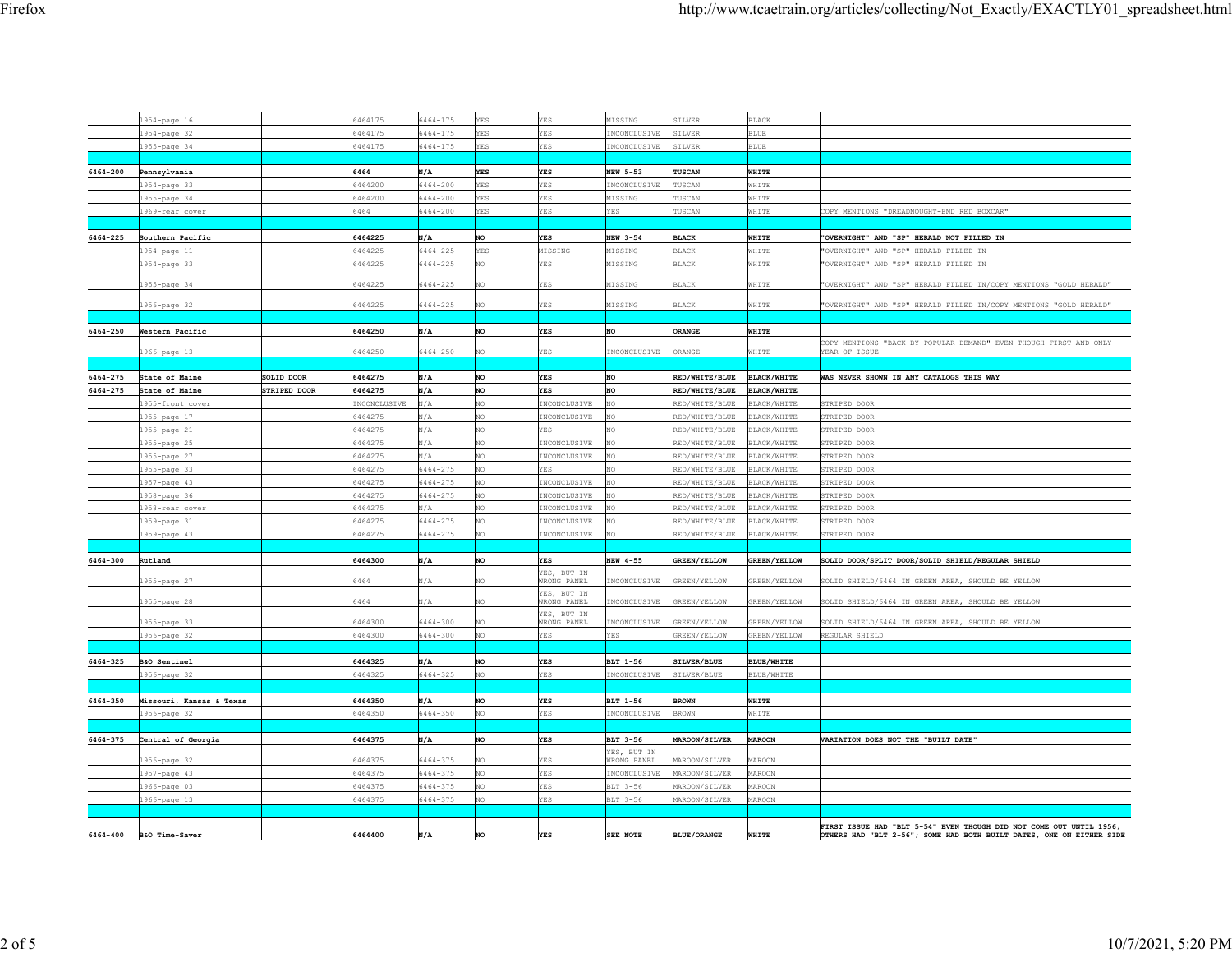|  |  |  |  |  |  |  |  |  |  |  |
|---|---|---|---|---|---|---|---|---|---|---|
|  | 1954-page 16 |  | 6464175 | 6464-175 | YES | YES | MISSING | SILVER | BLACK |  |
|  | 1954-page 32 |  | 6464175 | 6464-175 | YES | YES | INCONCLUSIVE | SILVER | BLUE |  |
|  | 1955-page 34 |  | 6464175 | 6464-175 | YES | YES | INCONCLUSIVE | SILVER | BLUE |  |
|  |  |  |  |  |  |  |  |  |  |  |
| **6464-200** | **Pennsylvania** |  | **6464** | **N/A** | **YES** | **YES** | **NEW 5-53** | **TUSCAN** | **WHITE** |  |
|  | 1954-page 33 |  | 6464200 | 6464-200 | YES | YES | INCONCLUSIVE | TUSCAN | WHITE |  |
|  | 1955-page 34 |  | 6464200 | 6464-200 | YES | YES | MISSING | TUSCAN | WHITE |  |
|  | 1969-rear cover |  | 6464 | 6464-200 | YES | YES | YES | TUSCAN | WHITE | COPY MENTIONS "DREADNOUGHT-END RED BOXCAR" |
|  |  |  |  |  |  |  |  |  |  |  |
| **6464-225** | **Southern Pacific** |  | **6464225** | **N/A** | **NO** | **YES** | **NEW 3-54** | **BLACK** | **WHITE** | **"OVERNIGHT" AND "SP" HERALD NOT FILLED IN** |
|  | 1954-page 11 |  | 6464225 | 6464-225 | YES | MISSING | MISSING | BLACK | WHITE | "OVERNIGHT" AND "SP" HERALD FILLED IN |
|  | 1954-page 33 |  | 6464225 | 6464-225 | NO | YES | MISSING | BLACK | WHITE | "OVERNIGHT" AND "SP" HERALD FILLED IN |
|  | 1955-page 34 |  | 6464225 | 6464-225 | NO | YES | MISSING | BLACK | WHITE | "OVERNIGHT" AND "SP" HERALD FILLED IN/COPY MENTIONS "GOLD HERALD" |
|  | 1956-page 32 |  | 6464225 | 6464-225 | NO | YES | MISSING | BLACK | WHITE | "OVERNIGHT" AND "SP" HERALD FILLED IN/COPY MENTIONS "GOLD HERALD" |
|  |  |  |  |  |  |  |  |  |  |  |
| **6464-250** | **Western Pacific** |  | **6464250** | **N/A** | **NO** | **YES** | **NO** | **ORANGE** | **WHITE** |  |
|  | 1966-page 13 |  | 6464250 | 6464-250 | NO | YES | INCONCLUSIVE | ORANGE | WHITE | COPY MENTIONS "BACK BY POPULAR DEMAND" EVEN THOUGH FIRST AND ONLY YEAR OF ISSUE |
|  |  |  |  |  |  |  |  |  |  |  |
| **6464-275** | **State of Maine** | **SOLID DOOR** | **6464275** | **N/A** | **NO** | **YES** | **NO** | **RED/WHITE/BLUE** | **BLACK/WHITE** | **WAS NEVER SHOWN IN ANY CATALOGS THIS WAY** |
| **6464-275** | **State of Maine** | **STRIPED DOOR** | **6464275** | **N/A** | **NO** | **YES** | **NO** | **RED/WHITE/BLUE** | **BLACK/WHITE** |  |
|  | 1955-front cover |  | INCONCLUSIVE | N/A | NO | INCONCLUSIVE | NO | RED/WHITE/BLUE | BLACK/WHITE | STRIPED DOOR |
|  | 1955-page 17 |  | 6464275 | N/A | NO | INCONCLUSIVE | NO | RED/WHITE/BLUE | BLACK/WHITE | STRIPED DOOR |
|  | 1955-page 21 |  | 6464275 | N/A | NO | YES | NO | RED/WHITE/BLUE | BLACK/WHITE | STRIPED DOOR |
|  | 1955-page 25 |  | 6464275 | N/A | NO | INCONCLUSIVE | NO | RED/WHITE/BLUE | BLACK/WHITE | STRIPED DOOR |
|  | 1955-page 27 |  | 6464275 | N/A | NO | INCONCLUSIVE | NO | RED/WHITE/BLUE | BLACK/WHITE | STRIPED DOOR |
|  | 1955-page 33 |  | 6464275 | 6464-275 | NO | YES | NO | RED/WHITE/BLUE | BLACK/WHITE | STRIPED DOOR |
|  | 1957-page 43 |  | 6464275 | 6464-275 | NO | INCONCLUSIVE | NO | RED/WHITE/BLUE | BLACK/WHITE | STRIPED DOOR |
|  | 1958-page 36 |  | 6464275 | 6464-275 | NO | INCONCLUSIVE | NO | RED/WHITE/BLUE | BLACK/WHITE | STRIPED DOOR |
|  | 1958-rear cover |  | 6464275 | N/A | NO | INCONCLUSIVE | NO | RED/WHITE/BLUE | BLACK/WHITE | STRIPED DOOR |
|  | 1959-page 31 |  | 6464275 | 6464-275 | NO | INCONCLUSIVE | NO | RED/WHITE/BLUE | BLACK/WHITE | STRIPED DOOR |
|  | 1959-page 43 |  | 6464275 | 6464-275 | NO | INCONCLUSIVE | NO | RED/WHITE/BLUE | BLACK/WHITE | STRIPED DOOR |
|  |  |  |  |  |  |  |  |  |  |  |
| **6464-300** | **Rutland** |  | **6464300** | **N/A** | **NO** | **YES** | **NEW 4-55** | **GREEN/YELLOW** | **GREEN/YELLOW** | **SOLID DOOR/SPLIT DOOR/SOLID SHIELD/REGULAR SHIELD** |
|  | 1955-page 27 |  | 6464 | N/A | NO | YES, BUT IN WRONG PANEL | INCONCLUSIVE | GREEN/YELLOW | GREEN/YELLOW | SOLID SHIELD/6464 IN GREEN AREA, SHOULD BE YELLOW |
|  | 1955-page 28 |  | 6464 | N/A | NO | YES, BUT IN WRONG PANEL | INCONCLUSIVE | GREEN/YELLOW | GREEN/YELLOW | SOLID SHIELD/6464 IN GREEN AREA, SHOULD BE YELLOW |
|  | 1955-page 33 |  | 6464300 | 6464-300 | NO | YES, BUT IN WRONG PANEL | INCONCLUSIVE | GREEN/YELLOW | GREEN/YELLOW | SOLID SHIELD/6464 IN GREEN AREA, SHOULD BE YELLOW |
|  | 1956-page 32 |  | 6464300 | 6464-300 | NO | YES | YES | GREEN/YELLOW | GREEN/YELLOW | REGULAR SHIELD |
|  |  |  |  |  |  |  |  |  |  |  |
| **6464-325** | **B&O Sentinel** |  | **6464325** | **N/A** | **NO** | **YES** | **BLT 1-56** | **SILVER/BLUE** | **BLUE/WHITE** |  |
|  | 1956-page 32 |  | 6464325 | 6464-325 | NO | YES | INCONCLUSIVE | SILVER/BLUE | BLUE/WHITE |  |
|  |  |  |  |  |  |  |  |  |  |  |
| **6464-350** | **Missouri, Kansas & Texas** |  | **6464350** | **N/A** | **NO** | **YES** | **BLT 1-56** | **BROWN** | **WHITE** |  |
|  | 1956-page 32 |  | 6464350 | 6464-350 | NO | YES | INCONCLUSIVE | BROWN | WHITE |  |
|  |  |  |  |  |  |  |  |  |  |  |
| **6464-375** | **Central of Georgia** |  | **6464375** | **N/A** | **NO** | **YES** | **BLT 3-56** | **MAROON/SILVER** | **MAROON** | **VARIATION DOES NOT THE "BUILT DATE"** |
|  | 1956-page 32 |  | 6464375 | 6464-375 | NO | YES | YES, BUT IN WRONG PANEL | MAROON/SILVER | MAROON |  |
|  | 1957-page 43 |  | 6464375 | 6464-375 | NO | YES | INCONCLUSIVE | MAROON/SILVER | MAROON |  |
|  | 1966-page 03 |  | 6464375 | 6464-375 | NO | YES | BLT 3-56 | MAROON/SILVER | MAROON |  |
|  | 1966-page 13 |  | 6464375 | 6464-375 | NO | YES | BLT 3-56 | MAROON/SILVER | MAROON |  |
|  |  |  |  |  |  |  |  |  |  |  |
| **6464-400** | **B&O Time-Saver** |  | **6464400** | **N/A** | **NO** | **YES** | **SEE NOTE** | **BLUE/ORANGE** | **WHITE** | **FIRST ISSUE HAD "BLT 5-54" EVEN THOUGH DID NOT COME OUT UNTIL 1956; OTHERS HAD "BLT 2-56"; SOME HAD BOTH BUILT DATES, ONE ON EITHER SIDE** |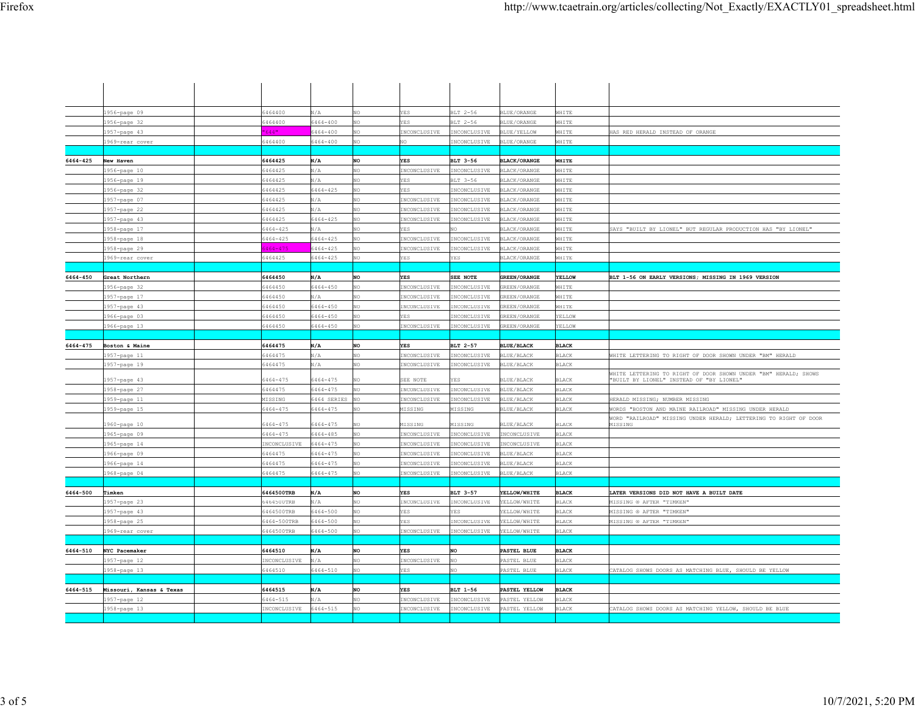| | | | | | | | | | | |
|---|---|---|---|---|---|---|---|---|---|---|
| | 1956-page 09 | | 6464400 | N/A | NO | YES | BLT 2-56 | BLUE/ORANGE | WHITE | |
| | 1956-page 32 | | 6464400 | 6464-400 | NO | YES | BLT 2-56 | BLUE/ORANGE | WHITE | |
| | 1957-page 43 | | "646" | 6464-400 | NO | INCONCLUSIVE | INCONCLUSIVE | BLUE/YELLOW | WHITE | HAS RED HERALD INSTEAD OF ORANGE |
| | 1969-rear cover | | 6464400 | 6464-400 | NO | NO | INCONCLUSIVE | BLUE/ORANGE | WHITE | |
| | | | | | | | | | | |
| **6464-425** | **New Haven** | | **6464425** | **N/A** | **NO** | **YES** | **BLT 3-56** | **BLACK/ORANGE** | **WHITE** | |
| | 1956-page 10 | | 6464425 | N/A | NO | INCONCLUSIVE | INCONCLUSIVE | BLACK/ORANGE | WHITE | |
| | 1956-page 19 | | 6464425 | N/A | NO | YES | BLT 3-56 | BLACK/ORANGE | WHITE | |
| | 1956-page 32 | | 6464425 | 6464-425 | NO | YES | INCONCLUSIVE | BLACK/ORANGE | WHITE | |
| | 1957-page 07 | | 6464425 | N/A | NO | INCONCLUSIVE | INCONCLUSIVE | BLACK/ORANGE | WHITE | |
| | 1957-page 22 | | 6464425 | N/A | NO | INCONCLUSIVE | INCONCLUSIVE | BLACK/ORANGE | WHITE | |
| | 1957-page 43 | | 6464425 | 6464-425 | NO | INCONCLUSIVE | INCONCLUSIVE | BLACK/ORANGE | WHITE | |
| | 1958-page 17 | | 6464-425 | N/A | NO | YES | NO | BLACK/ORANGE | WHITE | SAYS "BUILT BY LIONEL" BUT REGULAR PRODUCTION HAS "BY LIONEL" |
| | 1958-page 18 | | 6464-425 | 6464-425 | NO | INCONCLUSIVE | INCONCLUSIVE | BLACK/ORANGE | WHITE | |
| | 1958-page 29 | | 6464-475 | 6464-425 | NO | INCONCLUSIVE | INCONCLUSIVE | BLACK/ORANGE | WHITE | |
| | 1969-rear cover | | 6464425 | 6464-425 | NO | YES | YES | BLACK/ORANGE | WHITE | |
| | | | | | | | | | | |
| **6464-450** | **Great Northern** | | **6464450** | **N/A** | **NO** | **YES** | **SEE NOTE** | **GREEN/ORANGE** | **YELLOW** | **BLT 1-56 ON EARLY VERSIONS; MISSING IN 1969 VERSION** |
| | 1956-page 32 | | 6464450 | 6464-450 | NO | INCONCLUSIVE | INCONCLUSIVE | GREEN/ORANGE | WHITE | |
| | 1957-page 17 | | 6464450 | N/A | NO | INCONCLUSIVE | INCONCLUSIVE | GREEN/ORANGE | WHITE | |
| | 1957-page 43 | | 6464450 | 6464-450 | NO | INCONCLUSIVE | INCONCLUSIVE | GREEN/ORANGE | WHITE | |
| | 1966-page 03 | | 6464450 | 6464-450 | NO | YES | INCONCLUSIVE | GREEN/ORANGE | YELLOW | |
| | 1966-page 13 | | 6464450 | 6464-450 | NO | INCONCLUSIVE | INCONCLUSIVE | GREEN/ORANGE | YELLOW | |
| | | | | | | | | | | |
| **6464-475** | **Boston & Maine** | | **6464475** | **N/A** | **NO** | **YES** | **BLT 2-57** | **BLUE/BLACK** | **BLACK** | |
| | 1957-page 11 | | 6464475 | N/A | NO | INCONCLUSIVE | INCONCLUSIVE | BLUE/BLACK | BLACK | WHITE LETTERING TO RIGHT OF DOOR SHOWN UNDER "BM" HERALD |
| | 1957-page 19 | | 6464475 | N/A | NO | INCONCLUSIVE | INCONCLUSIVE | BLUE/BLACK | BLACK | |
| | 1957-page 43 | | 6464-475 | 6464-475 | NO | SEE NOTE | YES | BLUE/BLACK | BLACK | WHITE LETTERING TO RIGHT OF DOOR SHOWN UNDER "BM" HERALD; SHOWS "BUILT BY LIONEL" INSTEAD OF "BY LIONEL" |
| | 1958-page 27 | | 6464475 | 6464-475 | NO | INCONCLUSIVE | INCONCLUSIVE | BLUE/BLACK | BLACK | |
| | 1959-page 11 | | MISSING | 6464 SERIES | NO | INCONCLUSIVE | INCONCLUSIVE | BLUE/BLACK | BLACK | HERALD MISSING; NUMBER MISSING |
| | 1959-page 15 | | 6464-475 | 6464-475 | NO | MISSING | MISSING | BLUE/BLACK | BLACK | WORDS "BOSTON AND MAINE RAILROAD" MISSING UNDER HERALD |
| | 1960-page 10 | | 6464-475 | 6464-475 | NO | MISSING | MISSING | BLUE/BLACK | BLACK | WORD "RAILROAD" MISSING UNDER HERALD; LETTERING TO RIGHT OF DOOR MISSING |
| | 1965-page 09 | | 6464-475 | 6464-485 | NO | INCONCLUSIVE | INCONCLUSIVE | INCONCLUSIVE | BLACK | |
| | 1965-page 14 | | INCONCLUSIVE | 6464-475 | NO | INCONCLUSIVE | INCONCLUSIVE | INCONCLUSIVE | BLACK | |
| | 1966-page 09 | | 6464475 | 6464-475 | NO | INCONCLUSIVE | INCONCLUSIVE | BLUE/BLACK | BLACK | |
| | 1966-page 14 | | 6464475 | 6464-475 | NO | INCONCLUSIVE | INCONCLUSIVE | BLUE/BLACK | BLACK | |
| | 1968-page 04 | | 6464475 | 6464-475 | NO | INCONCLUSIVE | INCONCLUSIVE | BLUE/BLACK | BLACK | |
| | | | | | | | | | | |
| **6464-500** | **Timken** | | **6464500TRB** | **N/A** | **NO** | **YES** | **BLT 3-57** | **YELLOW/WHITE** | **BLACK** | **LATER VERSIONS DID NOT HAVE A BUILT DATE** |
| | 1957-page 23 | | 6464500TRB | N/A | NO | INCONCLUSIVE | INCONCLUSIVE | YELLOW/WHITE | BLACK | MISSING ® AFTER "TIMKEN" |
| | 1957-page 43 | | 6464500TRB | 6464-500 | NO | YES | YES | YELLOW/WHITE | BLACK | MISSING ® AFTER "TIMKEN" |
| | 1958-page 25 | | 6464-500TRB | 6464-500 | NO | YES | INCONCLUSIVE | YELLOW/WHITE | BLACK | MISSING ® AFTER "TIMKEN" |
| | 1969-rear cover | | 6464500TRB | 6464-500 | NO | INCONCLUSIVE | INCONCLUSIVE | YELLOW/WHITE | BLACK | |
| | | | | | | | | | | |
| **6464-510** | **NYC Pacemaker** | | **6464510** | **N/A** | **NO** | **YES** | **NO** | **PASTEL BLUE** | **BLACK** | |
| | 1957-page 12 | | INCONCLUSIVE | N/A | NO | INCONCLUSIVE | NO | PASTEL BLUE | BLACK | |
| | 1958-page 13 | | 6464510 | 6464-510 | NO | YES | NO | PASTEL BLUE | BLACK | CATALOG SHOWS DOORS AS MATCHING BLUE, SHOULD BE YELLOW |
| | | | | | | | | | | |
| **6464-515** | **Missouri, Kansas & Texas** | | **6464515** | **N/A** | **NO** | **YES** | **BLT 1-56** | **PASTEL YELLOW** | **BLACK** | |
| | 1957-page 12 | | 6464-515 | N/A | NO | INCONCLUSIVE | INCONCLUSIVE | PASTEL YELLOW | BLACK | |
| | 1958-page 13 | | INCONCLUSIVE | 6464-515 | NO | INCONCLUSIVE | INCONCLUSIVE | PASTEL YELLOW | BLACK | CATALOG SHOWS DOORS AS MATCHING YELLOW, SHOULD BE BLUE |
| | | | | | | | | | | |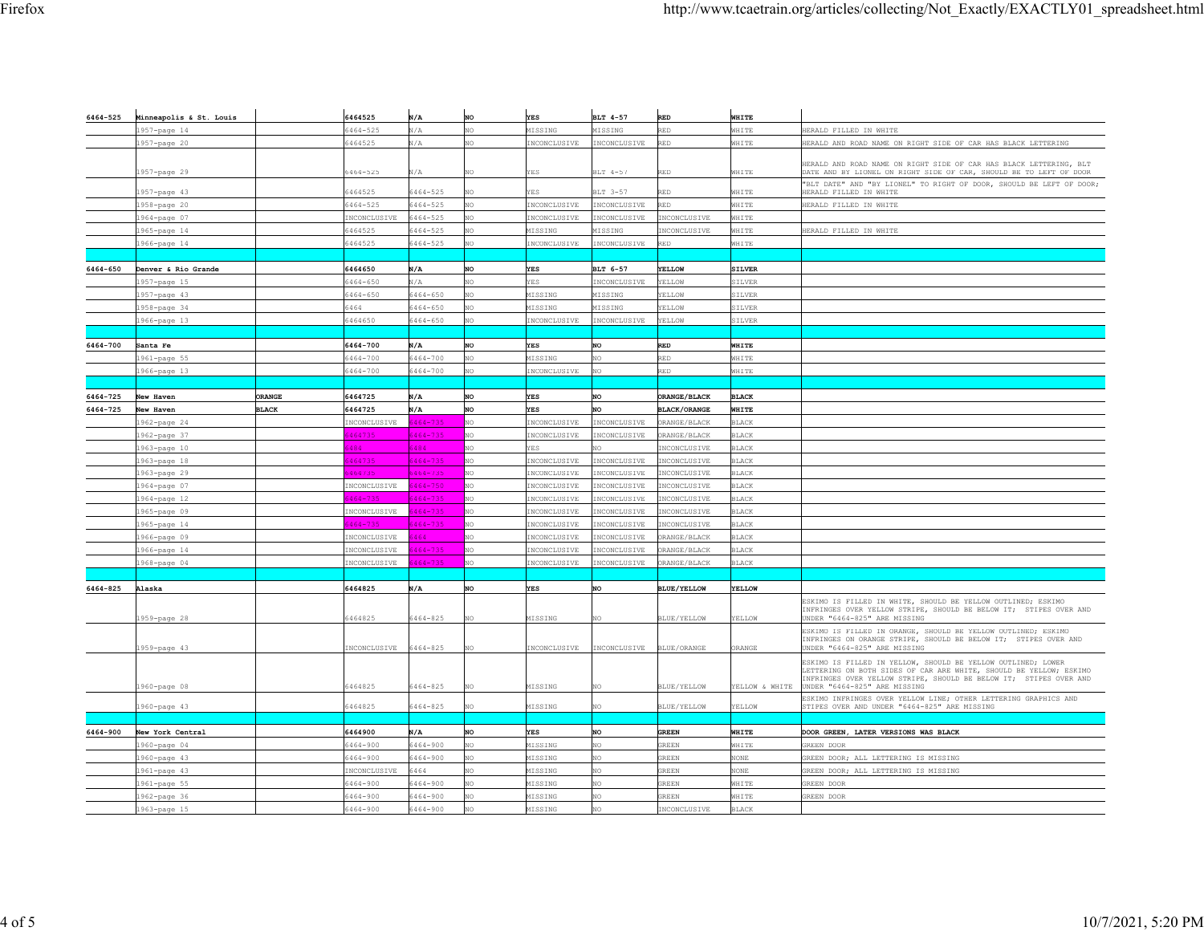| | | | | | | | | | | |
|---|---|---|---|---|---|---|---|---|---|---|
| 6464-525 | Minneapolis & St. Louis | | 6464525 | N/A | NO | YES | BLT 4-57 | RED | WHITE | |
| | 1957-page 14 | | 6464-525 | N/A | NO | MISSING | MISSING | RED | WHITE | HERALD FILLED IN WHITE |
| | 1957-page 20 | | 6464525 | N/A | NO | INCONCLUSIVE | INCONCLUSIVE | RED | WHITE | HERALD AND ROAD NAME ON RIGHT SIDE OF CAR HAS BLACK LETTERING |
| | 1957-page 29 | | 6464-525 | N/A | NO | YES | BLT 4-57 | RED | WHITE | HERALD AND ROAD NAME ON RIGHT SIDE OF CAR HAS BLACK LETTERING, BLT DATE AND BY LIONEL ON RIGHT SIDE OF CAR, SHOULD BE TO LEFT OF DOOR |
| | 1957-page 43 | | 6464525 | 6464-525 | NO | YES | BLT 3-57 | RED | WHITE | "BLT DATE" AND "BY LIONEL" TO RIGHT OF DOOR, SHOULD BE LEFT OF DOOR; HERALD FILLED IN WHITE |
| | 1958-page 20 | | 6464-525 | 6464-525 | NO | INCONCLUSIVE | INCONCLUSIVE | RED | WHITE | HERALD FILLED IN WHITE |
| | 1964-page 07 | | INCONCLUSIVE | 6464-525 | NO | INCONCLUSIVE | INCONCLUSIVE | INCONCLUSIVE | WHITE | |
| | 1965-page 14 | | 6464525 | 6464-525 | NO | MISSING | MISSING | INCONCLUSIVE | WHITE | HERALD FILLED IN WHITE |
| | 1966-page 14 | | 6464525 | 6464-525 | NO | INCONCLUSIVE | INCONCLUSIVE | RED | WHITE | |
| | | | | | | | | | | |
| 6464-650 | Denver & Rio Grande | | 6464650 | N/A | NO | YES | BLT 6-57 | YELLOW | SILVER | |
| | 1957-page 15 | | 6464-650 | N/A | NO | YES | INCONCLUSIVE | YELLOW | SILVER | |
| | 1957-page 43 | | 6464-650 | 6464-650 | NO | MISSING | MISSING | YELLOW | SILVER | |
| | 1958-page 34 | | 6464 | 6464-650 | NO | MISSING | MISSING | YELLOW | SILVER | |
| | 1966-page 13 | | 6464650 | 6464-650 | NO | INCONCLUSIVE | INCONCLUSIVE | YELLOW | SILVER | |
| | | | | | | | | | | |
| 6464-700 | Santa Fe | | 6464-700 | N/A | NO | YES | NO | RED | WHITE | |
| | 1961-page 55 | | 6464-700 | 6464-700 | NO | MISSING | NO | RED | WHITE | |
| | 1966-page 13 | | 6464-700 | 6464-700 | NO | INCONCLUSIVE | NO | RED | WHITE | |
| | | | | | | | | | | |
| 6464-725 | New Haven | ORANGE | 6464725 | N/A | NO | YES | NO | ORANGE/BLACK | BLACK | |
| 6464-725 | New Haven | BLACK | 6464725 | N/A | NO | YES | NO | BLACK/ORANGE | WHITE | |
| | 1962-page 24 | | INCONCLUSIVE | 6464-735 | NO | INCONCLUSIVE | INCONCLUSIVE | ORANGE/BLACK | BLACK | |
| | 1962-page 37 | | 6464735 | 6464-735 | NO | INCONCLUSIVE | INCONCLUSIVE | ORANGE/BLACK | BLACK | |
| | 1963-page 10 | | 6484 | 6484 | NO | YES | NO | INCONCLUSIVE | BLACK | |
| | 1963-page 18 | | 6464735 | 6464-735 | NO | INCONCLUSIVE | INCONCLUSIVE | INCONCLUSIVE | BLACK | |
| | 1963-page 29 | | 6464735 | 6464-735 | NO | INCONCLUSIVE | INCONCLUSIVE | INCONCLUSIVE | BLACK | |
| | 1964-page 07 | | INCONCLUSIVE | 6464-750 | NO | INCONCLUSIVE | INCONCLUSIVE | INCONCLUSIVE | BLACK | |
| | 1964-page 12 | | 6464-735 | 6464-735 | NO | INCONCLUSIVE | INCONCLUSIVE | INCONCLUSIVE | BLACK | |
| | 1965-page 09 | | INCONCLUSIVE | 6464-735 | NO | INCONCLUSIVE | INCONCLUSIVE | INCONCLUSIVE | BLACK | |
| | 1965-page 14 | | 6464-735 | 6464-735 | NO | INCONCLUSIVE | INCONCLUSIVE | INCONCLUSIVE | BLACK | |
| | 1966-page 09 | | INCONCLUSIVE | 6464 | NO | INCONCLUSIVE | INCONCLUSIVE | ORANGE/BLACK | BLACK | |
| | 1966-page 14 | | INCONCLUSIVE | 6464-735 | NO | INCONCLUSIVE | INCONCLUSIVE | ORANGE/BLACK | BLACK | |
| | 1968-page 04 | | INCONCLUSIVE | 6464-735 | NO | INCONCLUSIVE | INCONCLUSIVE | ORANGE/BLACK | BLACK | |
| | | | | | | | | | | |
| 6464-825 | Alaska | | 6464825 | N/A | NO | YES | NO | BLUE/YELLOW | YELLOW | |
| | 1959-page 28 | | 6464825 | 6464-825 | NO | MISSING | NO | BLUE/YELLOW | YELLOW | ESKIMO IS FILLED IN WHITE, SHOULD BE YELLOW OUTLINED; ESKIMO INFRINGES OVER YELLOW STRIPE, SHOULD BE BELOW IT; STIPES OVER AND UNDER "6464-825" ARE MISSING |
| | 1959-page 43 | | INCONCLUSIVE | 6464-825 | NO | INCONCLUSIVE | INCONCLUSIVE | BLUE/ORANGE | ORANGE | ESKIMO IS FILLED IN ORANGE, SHOULD BE YELLOW OUTLINED; ESKIMO INFRINGES ON ORANGE STRIPE, SHOULD BE BELOW IT; STIPES OVER AND UNDER "6464-825" ARE MISSING |
| | 1960-page 08 | | 6464825 | 6464-825 | NO | MISSING | NO | BLUE/YELLOW | YELLOW & WHITE | ESKIMO IS FILLED IN YELLOW, SHOULD BE YELLOW OUTLINED; LOWER LETTERING ON BOTH SIDES OF CAR ARE WHITE, SHOULD BE YELLOW; ESKIMO INFRINGES OVER YELLOW STRIPE, SHOULD BE BELOW IT; STIPES OVER AND UNDER "6464-825" ARE MISSING |
| | 1960-page 43 | | 6464825 | 6464-825 | NO | MISSING | NO | BLUE/YELLOW | YELLOW | ESKIMO INFRINGES OVER YELLOW LINE; OTHER LETTERING GRAPHICS AND STIPES OVER AND UNDER "6464-825" ARE MISSING |
| | | | | | | | | | | |
| 6464-900 | New York Central | | 6464900 | N/A | NO | YES | NO | GREEN | WHITE | DOOR GREEN, LATER VERSIONS WAS BLACK |
| | 1960-page 04 | | 6464-900 | 6464-900 | NO | MISSING | NO | GREEN | WHITE | GREEN DOOR |
| | 1960-page 43 | | 6464-900 | 6464-900 | NO | MISSING | NO | GREEN | NONE | GREEN DOOR; ALL LETTERING IS MISSING |
| | 1961-page 43 | | INCONCLUSIVE | 6464 | NO | MISSING | NO | GREEN | NONE | GREEN DOOR; ALL LETTERING IS MISSING |
| | 1961-page 55 | | 6464-900 | 6464-900 | NO | MISSING | NO | GREEN | WHITE | GREEN DOOR |
| | 1962-page 36 | | 6464-900 | 6464-900 | NO | MISSING | NO | GREEN | WHITE | GREEN DOOR |
| | 1963-page 15 | | 6464-900 | 6464-900 | NO | MISSING | NO | INCONCLUSIVE | BLACK | |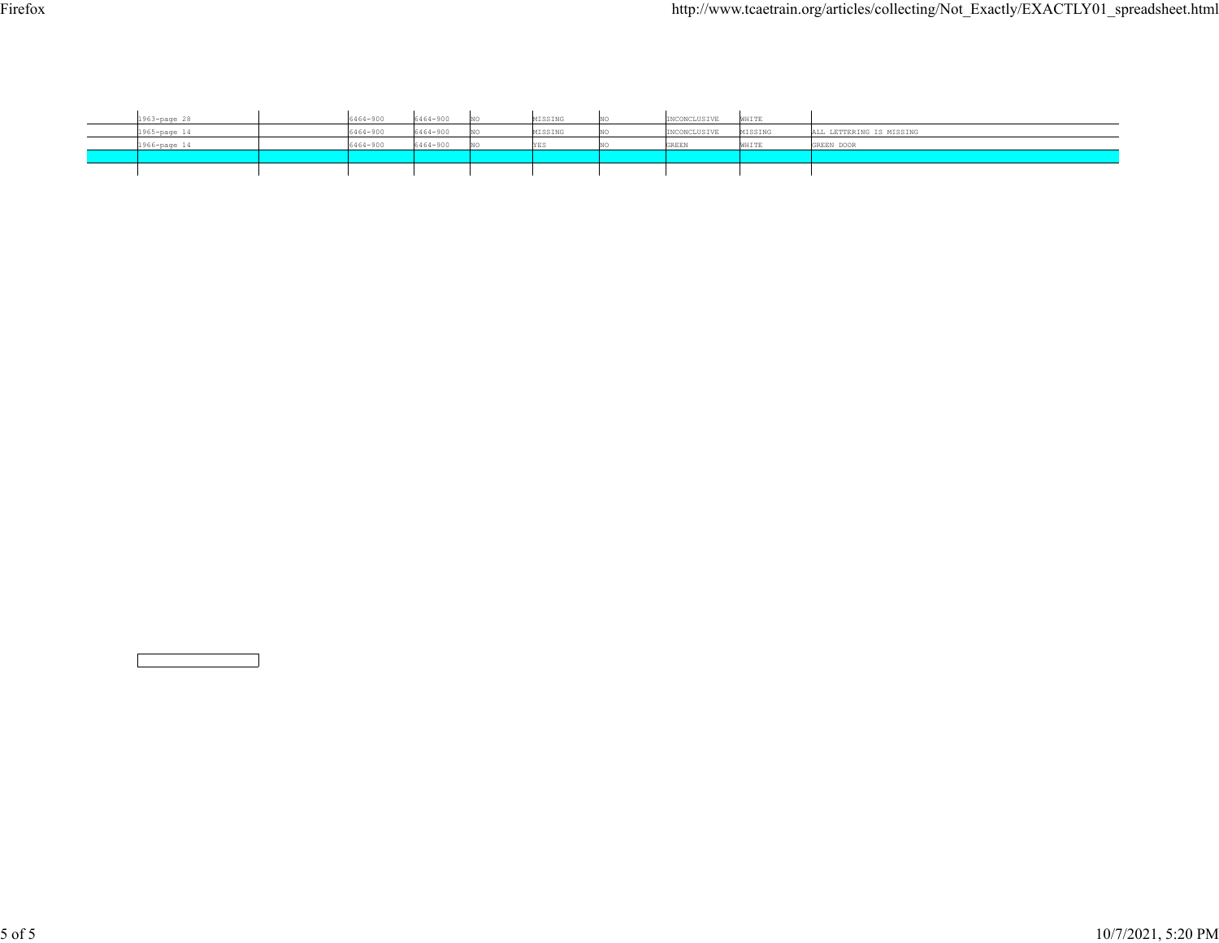| | | | | | | | | | | |
|---|---|---|---|---|---|---|---|---|---|---|
| | 1963-page 28 | | 6464-900 | 6464-900 | NO | MISSING | NO | INCONCLUSIVE | WHITE | |
| | 1965-page 14 | | 6464-900 | 6464-900 | NO | MISSING | NO | INCONCLUSIVE | MISSING | ALL LETTERING IS MISSING |
| | 1966-page 14 | | 6464-900 | 6464-900 | NO | YES | NO | GREEN | WHITE | GREEN DOOR |
| | | | | | | | | | | |
| | | | | | | | | | | |